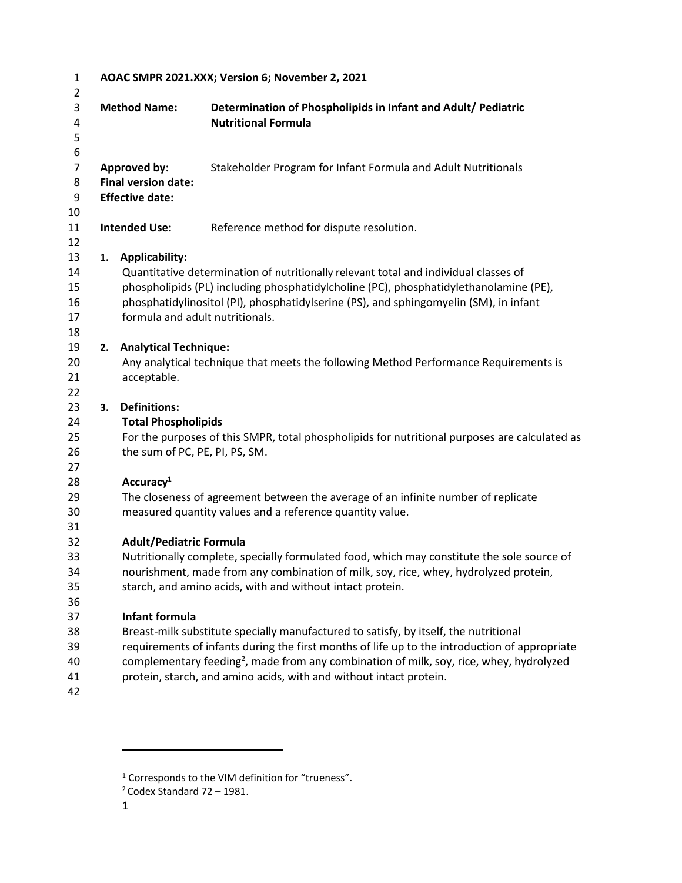**AOAC SMPR 2021.XXX; Version 6; November 2, 2021**

**Method Name:** **Determination of Phospholipids in Infant and Adult/ Pediatric Nutritional Formula**

**Approved by:** Stakeholder Program for Infant Formula and Adult Nutritionals
**Final version date:**
**Effective date:**

**Intended Use:** Reference method for dispute resolution.

## 1. Applicability:

Quantitative determination of nutritionally relevant total and individual classes of phospholipids (PL) including phosphatidylcholine (PC), phosphatidylethanolamine (PE), phosphatidylinositol (PI), phosphatidylserine (PS), and sphingomyelin (SM), in infant formula and adult nutritionals.

## 2. Analytical Technique:

Any analytical technique that meets the following Method Performance Requirements is acceptable.

## 3. Definitions:

**Total Phospholipids**

For the purposes of this SMPR, total phospholipids for nutritional purposes are calculated as the sum of PC, PE, PI, PS, SM.

**Accuracy**[1]

The closeness of agreement between the average of an infinite number of replicate measured quantity values and a reference quantity value.

**Adult/Pediatric Formula**

Nutritionally complete, specially formulated food, which may constitute the sole source of nourishment, made from any combination of milk, soy, rice, whey, hydrolyzed protein, starch, and amino acids, with and without intact protein.

**Infant formula**

Breast-milk substitute specially manufactured to satisfy, by itself, the nutritional requirements of infants during the first months of life up to the introduction of appropriate complementary feeding[2], made from any combination of milk, soy, rice, whey, hydrolyzed protein, starch, and amino acids, with and without intact protein.

---

[1] Corresponds to the VIM definition for "trueness".

[2] Codex Standard 72 – 1981.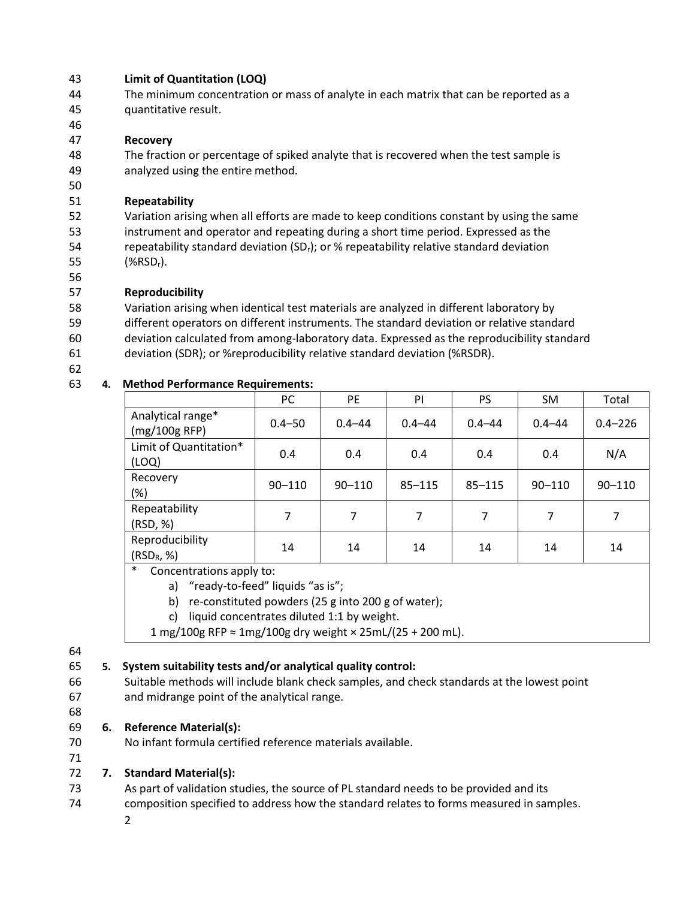**Limit of Quantitation (LOQ)**

The minimum concentration or mass of analyte in each matrix that can be reported as a quantitative result.

**Recovery**

The fraction or percentage of spiked analyte that is recovered when the test sample is analyzed using the entire method.

**Repeatability**

Variation arising when all efforts are made to keep conditions constant by using the same instrument and operator and repeating during a short time period. Expressed as the repeatability standard deviation ($SD_r$); or % repeatability relative standard deviation (%$RSD_r$).

**Reproducibility**

Variation arising when identical test materials are analyzed in different laboratory by different operators on different instruments. The standard deviation or relative standard deviation calculated from among-laboratory data. Expressed as the reproducibility standard deviation (SDR); or %reproducibility relative standard deviation (%RSDR).

## 4. Method Performance Requirements:

| | PC | PE | PI | PS | SM | Total |
|---|---|---|---|---|---|---|
| Analytical range* (mg/100g RFP) | 0.4–50 | 0.4–44 | 0.4–44 | 0.4–44 | 0.4–44 | 0.4–226 |
| Limit of Quantitation* (LOQ) | 0.4 | 0.4 | 0.4 | 0.4 | 0.4 | N/A |
| Recovery (%) | 90–110 | 90–110 | 85–115 | 85–115 | 90–110 | 90–110 |
| Repeatability (RSD, %) | 7 | 7 | 7 | 7 | 7 | 7 |
| Reproducibility ($RSD_R$, %) | 14 | 14 | 14 | 14 | 14 | 14 |

\* Concentrations apply to:

a) "ready-to-feed" liquids "as is";

b) re-constituted powders (25 g into 200 g of water);

c) liquid concentrates diluted 1:1 by weight.

1 mg/100g RFP ≈ 1mg/100g dry weight × 25mL/(25 + 200 mL).

## 5. System suitability tests and/or analytical quality control:

Suitable methods will include blank check samples, and check standards at the lowest point and midrange point of the analytical range.

## 6. Reference Material(s):

No infant formula certified reference materials available.

## 7. Standard Material(s):

As part of validation studies, the source of PL standard needs to be provided and its composition specified to address how the standard relates to forms measured in samples.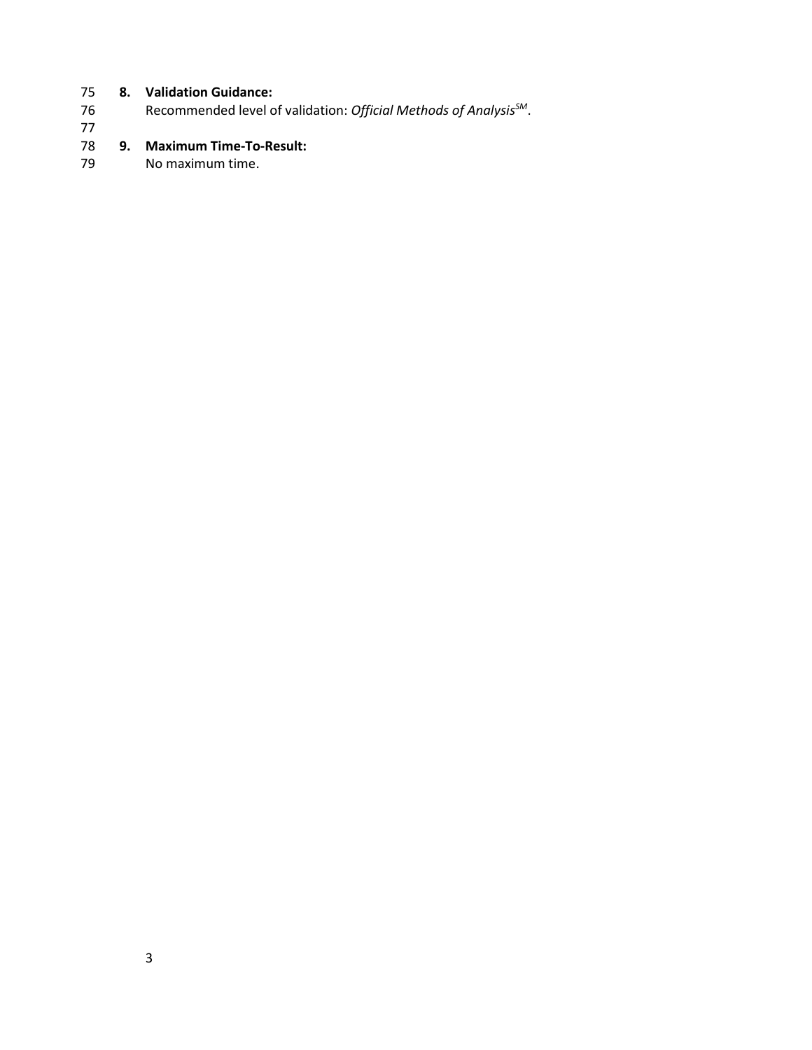**8. Validation Guidance:**

Recommended level of validation: *Official Methods of Analysis*$^{SM}$.

**9. Maximum Time-To-Result:**

No maximum time.